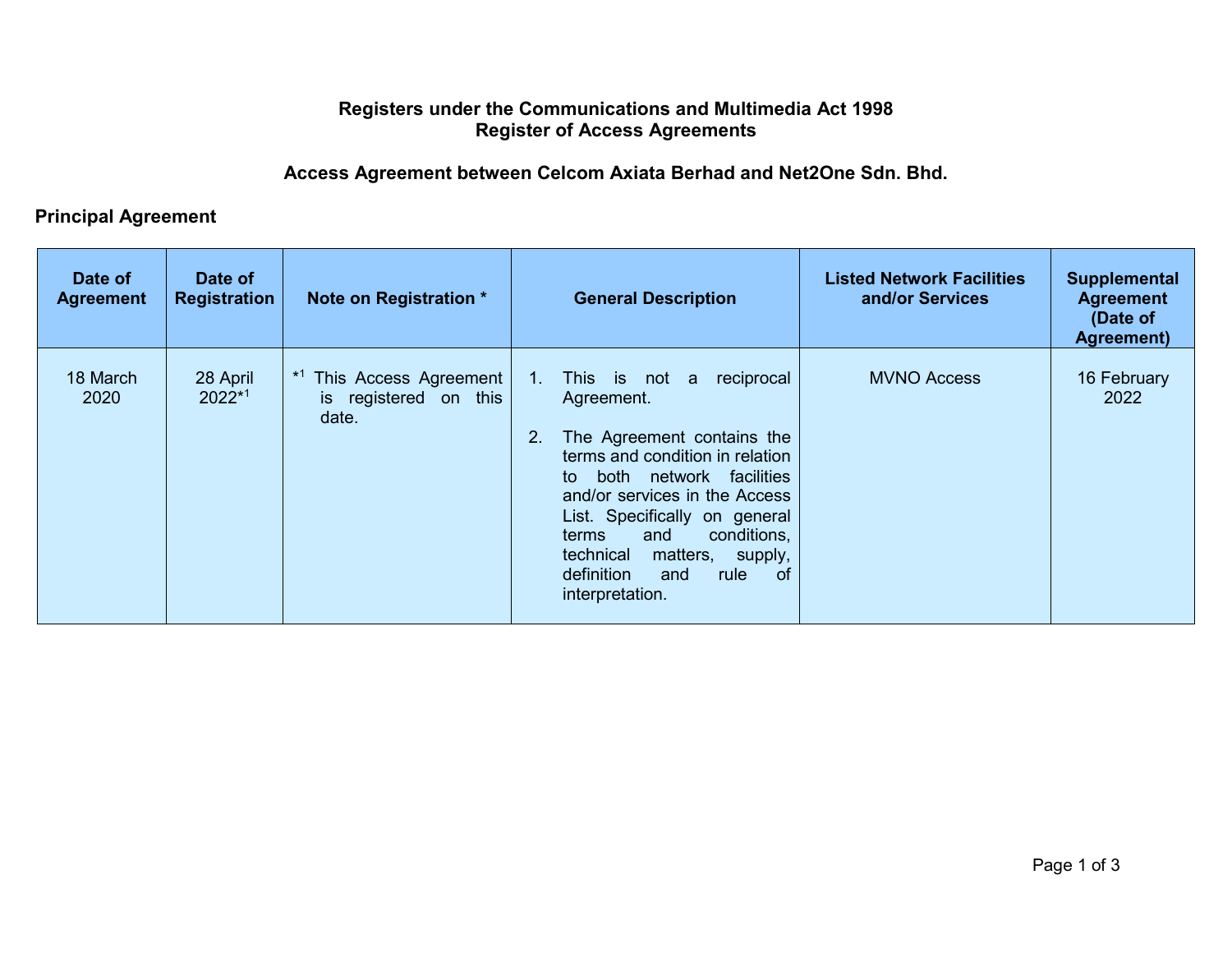# Registers under the Communications and Multimedia Act 1998
# Register of Access Agreements

## Access Agreement between Celcom Axiata Berhad and Net2One Sdn. Bhd.

### Principal Agreement

| Date of Agreement | Date of Registration | Note on Registration * | General Description | Listed Network Facilities and/or Services | Supplemental Agreement (Date of Agreement) |
|---|---|---|---|---|---|
| 18 March 2020 | 28 April 2022*[1] | *[1] This Access Agreement is registered on this date. | 1. This is not a reciprocal Agreement.<br><br>2. The Agreement contains the terms and condition in relation to both network facilities and/or services in the Access List. Specifically on general terms and conditions, technical matters, supply, definition and rule of interpretation. | MVNO Access | 16 February 2022 |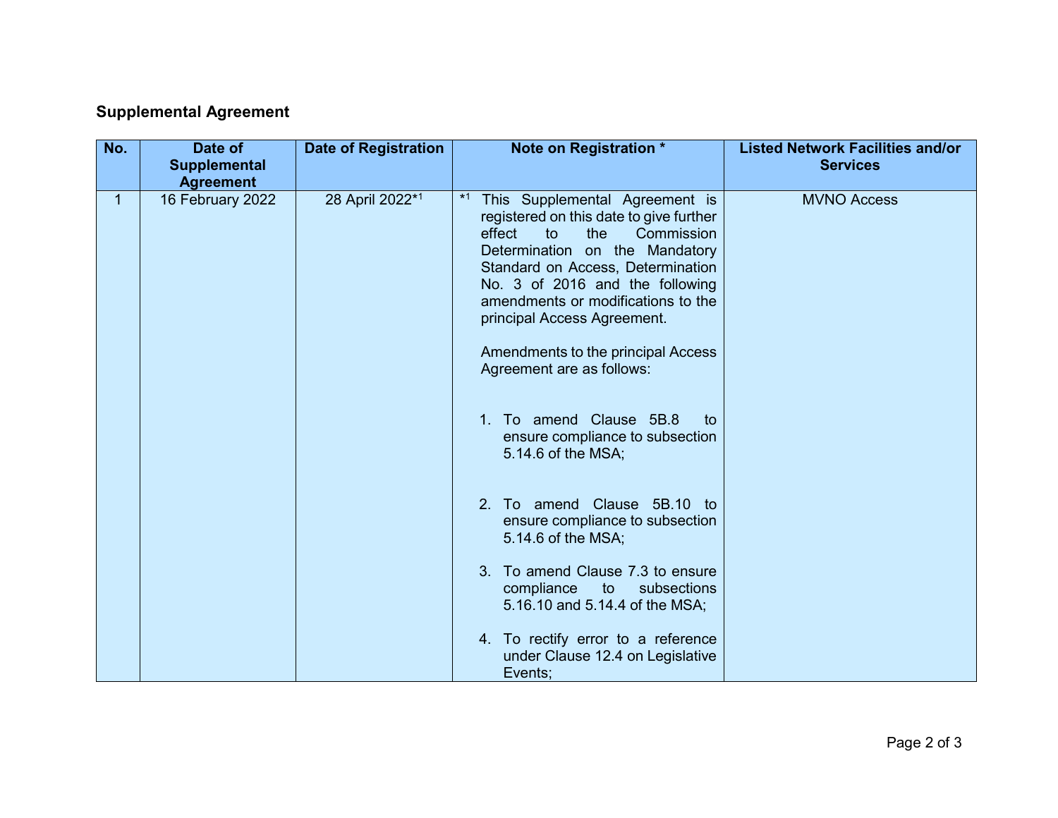## Supplemental Agreement

| No. | Date of Supplemental Agreement | Date of Registration | Note on Registration * | Listed Network Facilities and/or Services |
|---|---|---|---|---|
| 1 | 16 February 2022 | 28 April 2022*[1] | *[1] This Supplemental Agreement is registered on this date to give further effect to the Commission Determination on the Mandatory Standard on Access, Determination No. 3 of 2016 and the following amendments or modifications to the principal Access Agreement.<br><br>Amendments to the principal Access Agreement are as follows:<br><br>1. To amend Clause 5B.8 to ensure compliance to subsection 5.14.6 of the MSA;<br><br>2. To amend Clause 5B.10 to ensure compliance to subsection 5.14.6 of the MSA;<br><br>3. To amend Clause 7.3 to ensure compliance to subsections 5.16.10 and 5.14.4 of the MSA;<br><br>4. To rectify error to a reference under Clause 12.4 on Legislative Events; | MVNO Access |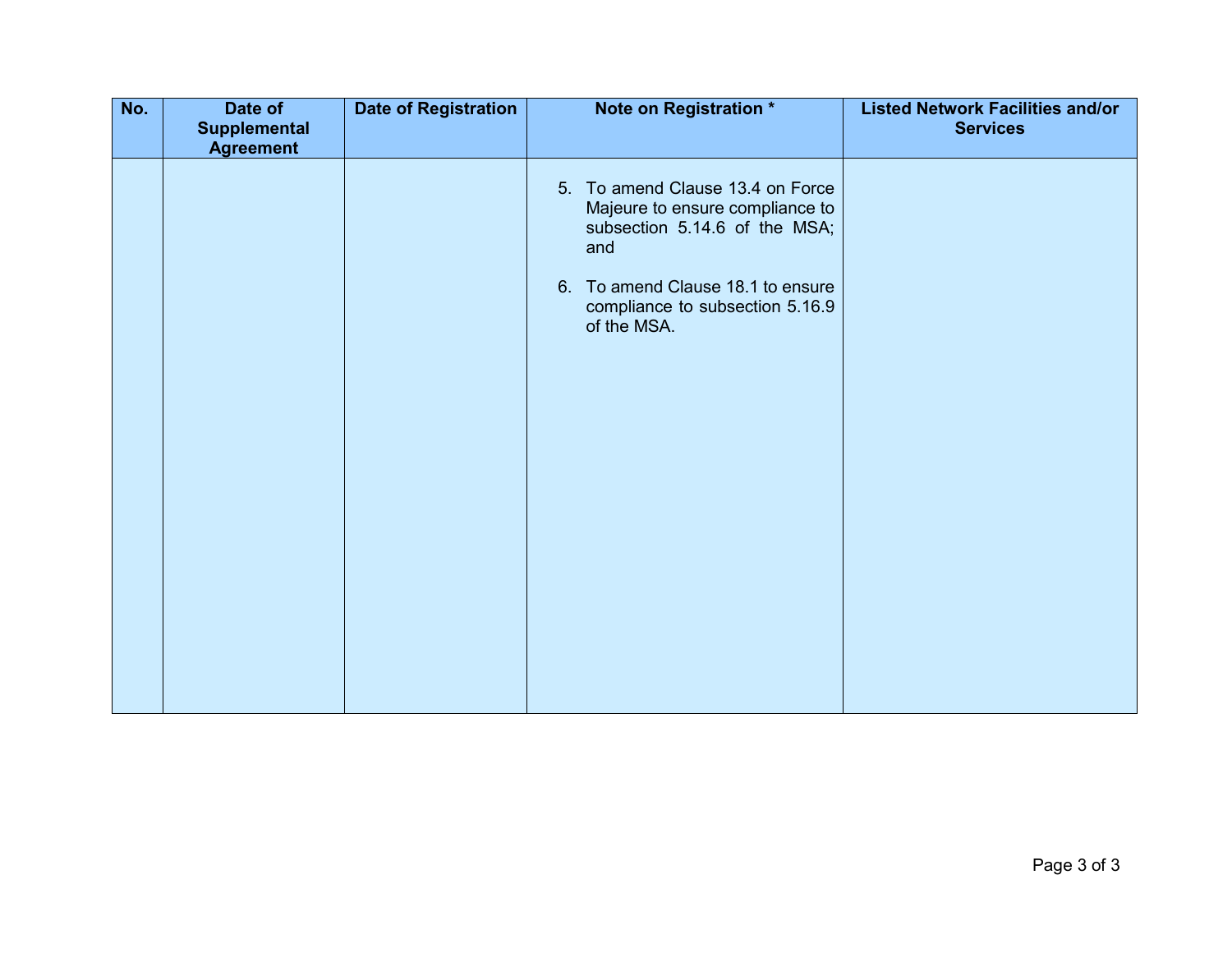| No. | Date of Supplemental Agreement | Date of Registration | Note on Registration * | Listed Network Facilities and/or Services |
|---|---|---|---|---|
| | | | 5. To amend Clause 13.4 on Force Majeure to ensure compliance to subsection 5.14.6 of the MSA; and<br><br>6. To amend Clause 18.1 to ensure compliance to subsection 5.16.9 of the MSA. | |